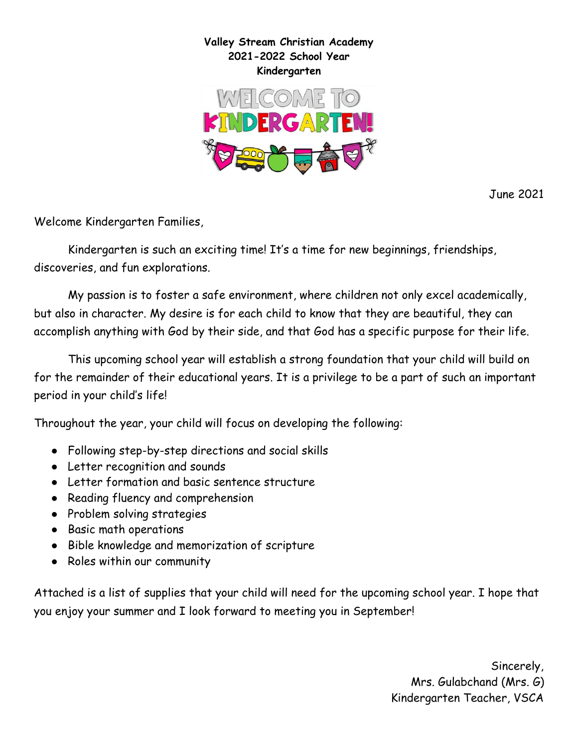**Valley Stream Christian Academy**
**2021-2022 School Year**
**Kindergarten**

WELCOME TO KINDERGARTEN!

June 2021

Welcome Kindergarten Families,

Kindergarten is such an exciting time! It's a time for new beginnings, friendships, discoveries, and fun explorations.

My passion is to foster a safe environment, where children not only excel academically, but also in character. My desire is for each child to know that they are beautiful, they can accomplish anything with God by their side, and that God has a specific purpose for their life.

This upcoming school year will establish a strong foundation that your child will build on for the remainder of their educational years. It is a privilege to be a part of such an important period in your child's life!

Throughout the year, your child will focus on developing the following:

- Following step-by-step directions and social skills
- Letter recognition and sounds
- Letter formation and basic sentence structure
- Reading fluency and comprehension
- Problem solving strategies
- Basic math operations
- Bible knowledge and memorization of scripture
- Roles within our community

Attached is a list of supplies that your child will need for the upcoming school year. I hope that you enjoy your summer and I look forward to meeting you in September!

Sincerely,
Mrs. Gulabchand (Mrs. G)
Kindergarten Teacher, VSCA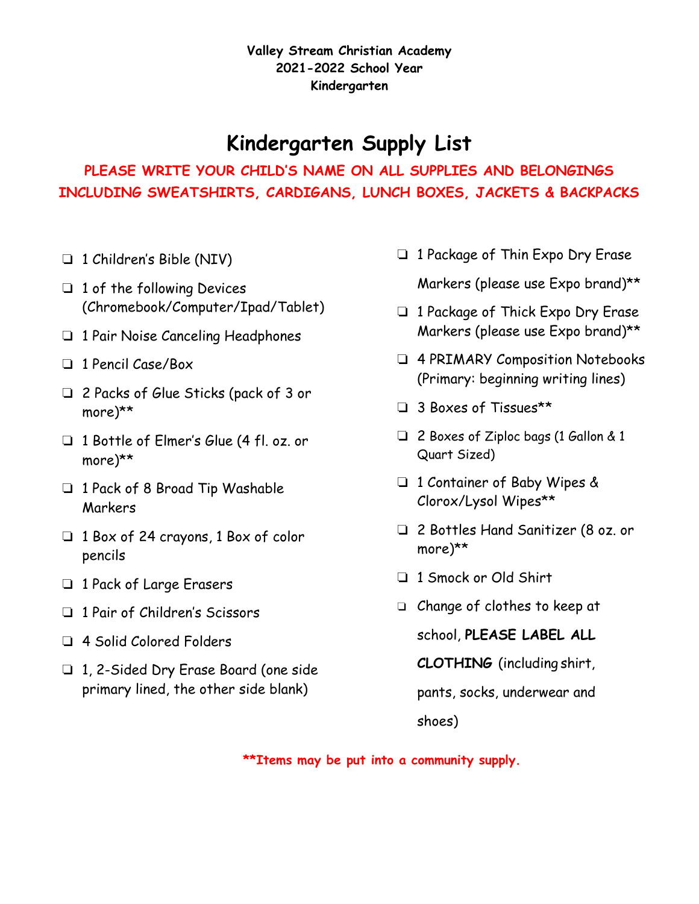**Valley Stream Christian Academy**
**2021-2022 School Year**
**Kindergarten**

# Kindergarten Supply List

**PLEASE WRITE YOUR CHILD'S NAME ON ALL SUPPLIES AND BELONGINGS INCLUDING SWEATSHIRTS, CARDIGANS, LUNCH BOXES, JACKETS & BACKPACKS**

- ❏ 1 Children's Bible (NIV)
- ❏ 1 of the following Devices (Chromebook/Computer/Ipad/Tablet)
- ❏ 1 Pair Noise Canceling Headphones
- ❏ 1 Pencil Case/Box
- ❏ 2 Packs of Glue Sticks (pack of 3 or more)**
- ❏ 1 Bottle of Elmer's Glue (4 fl. oz. or more)**
- ❏ 1 Pack of 8 Broad Tip Washable Markers
- ❏ 1 Box of 24 crayons, 1 Box of color pencils
- ❏ 1 Pack of Large Erasers
- ❏ 1 Pair of Children's Scissors
- ❏ 4 Solid Colored Folders
- ❏ 1, 2-Sided Dry Erase Board (one side primary lined, the other side blank)
- ❏ 1 Package of Thin Expo Dry Erase Markers (please use Expo brand)**
- ❏ 1 Package of Thick Expo Dry Erase Markers (please use Expo brand)**
- ❏ 4 PRIMARY Composition Notebooks (Primary: beginning writing lines)
- ❏ 3 Boxes of Tissues**
- ❏ 2 Boxes of Ziploc bags (1 Gallon & 1 Quart Sized)
- ❏ 1 Container of Baby Wipes & Clorox/Lysol Wipes**
- ❏ 2 Bottles Hand Sanitizer (8 oz. or more)**
- ❏ 1 Smock or Old Shirt
- ❏ Change of clothes to keep at school, **PLEASE LABEL ALL CLOTHING** (including shirt, pants, socks, underwear and shoes)

****Items may be put into a community supply.**